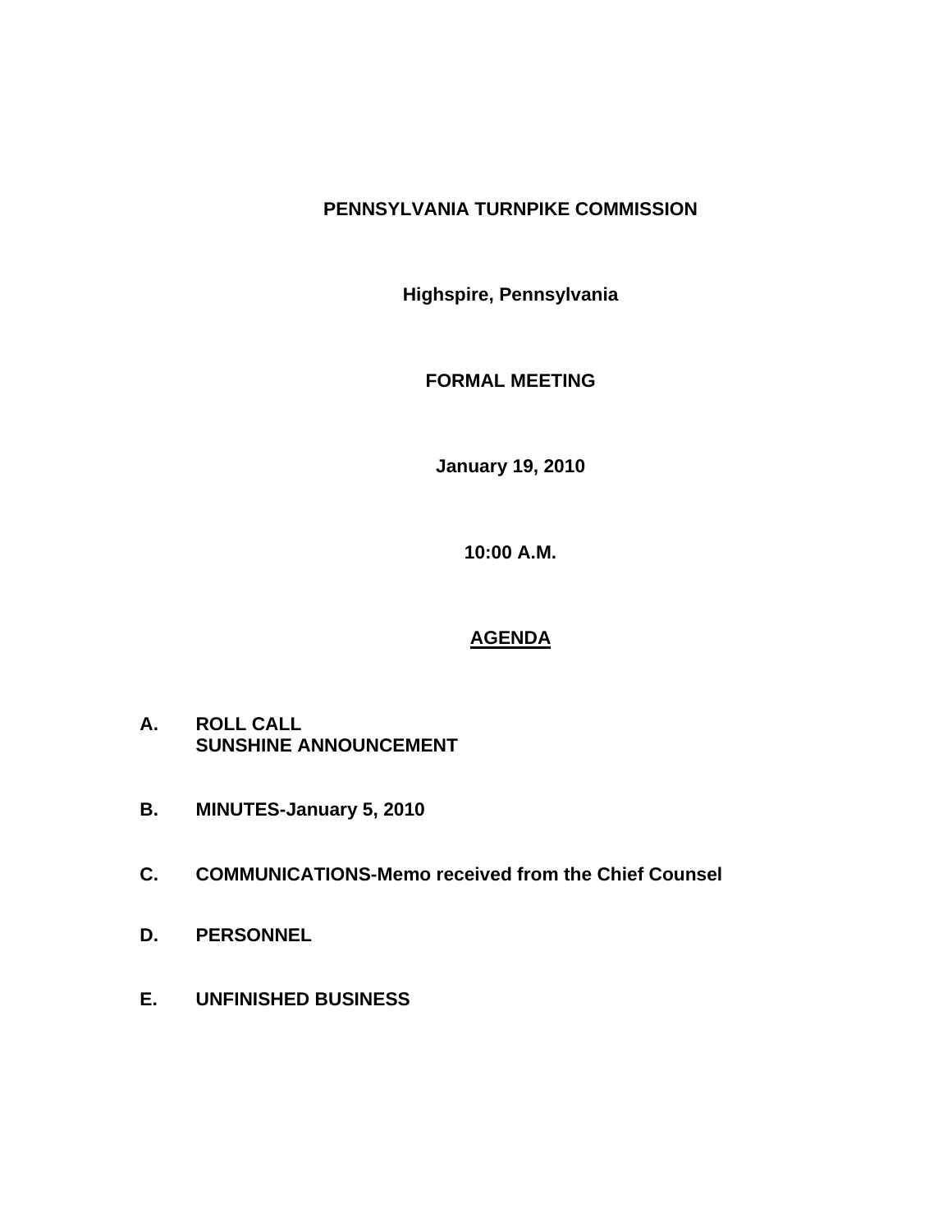**PENNSYLVANIA TURNPIKE COMMISSION**

**Highspire, Pennsylvania**

**FORMAL MEETING**

**January 19, 2010**

**10:00 A.M.**

## AGENDA

**A. ROLL CALL**
**SUNSHINE ANNOUNCEMENT**

**B. MINUTES-January 5, 2010**

**C. COMMUNICATIONS-Memo received from the Chief Counsel**

**D. PERSONNEL**

**E. UNFINISHED BUSINESS**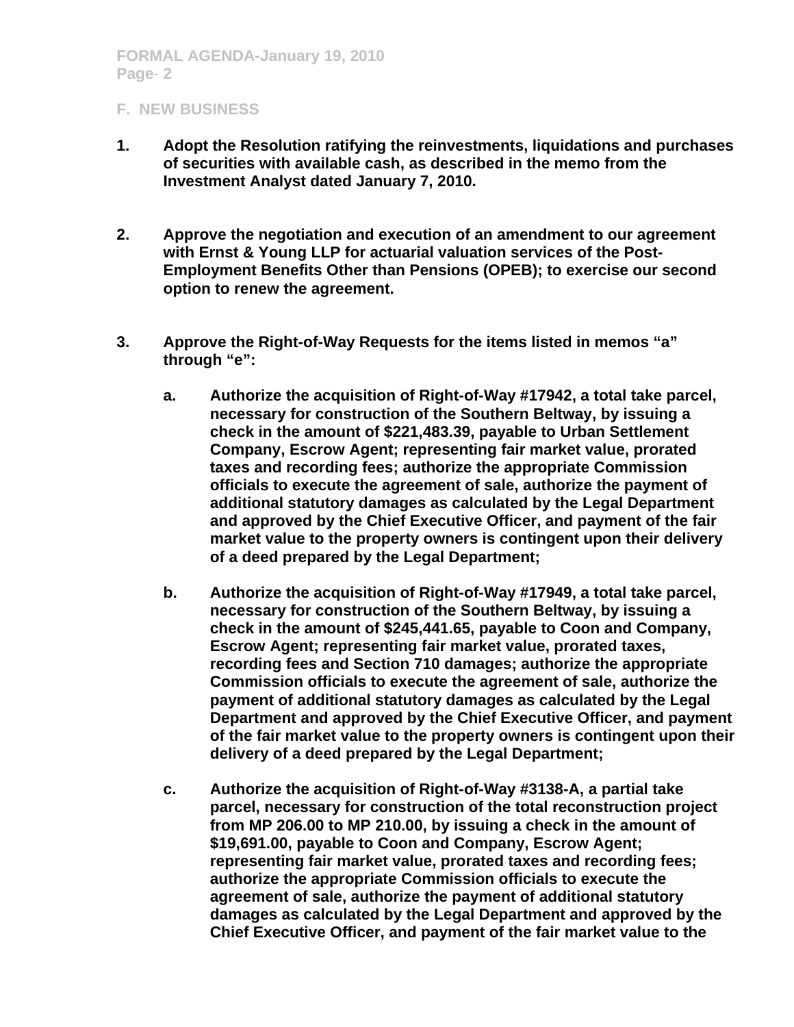## F. NEW BUSINESS

1. **Adopt the Resolution ratifying the reinvestments, liquidations and purchases of securities with available cash, as described in the memo from the Investment Analyst dated January 7, 2010.**

2. **Approve the negotiation and execution of an amendment to our agreement with Ernst & Young LLP for actuarial valuation services of the Post-Employment Benefits Other than Pensions (OPEB); to exercise our second option to renew the agreement.**

3. **Approve the Right-of-Way Requests for the items listed in memos "a" through "e":**

   a. **Authorize the acquisition of Right-of-Way #17942, a total take parcel, necessary for construction of the Southern Beltway, by issuing a check in the amount of $221,483.39, payable to Urban Settlement Company, Escrow Agent; representing fair market value, prorated taxes and recording fees; authorize the appropriate Commission officials to execute the agreement of sale, authorize the payment of additional statutory damages as calculated by the Legal Department and approved by the Chief Executive Officer, and payment of the fair market value to the property owners is contingent upon their delivery of a deed prepared by the Legal Department;**

   b. **Authorize the acquisition of Right-of-Way #17949, a total take parcel, necessary for construction of the Southern Beltway, by issuing a check in the amount of $245,441.65, payable to Coon and Company, Escrow Agent; representing fair market value, prorated taxes, recording fees and Section 710 damages; authorize the appropriate Commission officials to execute the agreement of sale, authorize the payment of additional statutory damages as calculated by the Legal Department and approved by the Chief Executive Officer, and payment of the fair market value to the property owners is contingent upon their delivery of a deed prepared by the Legal Department;**

   c. **Authorize the acquisition of Right-of-Way #3138-A, a partial take parcel, necessary for construction of the total reconstruction project from MP 206.00 to MP 210.00, by issuing a check in the amount of $19,691.00, payable to Coon and Company, Escrow Agent; representing fair market value, prorated taxes and recording fees; authorize the appropriate Commission officials to execute the agreement of sale, authorize the payment of additional statutory damages as calculated by the Legal Department and approved by the Chief Executive Officer, and payment of the fair market value to the**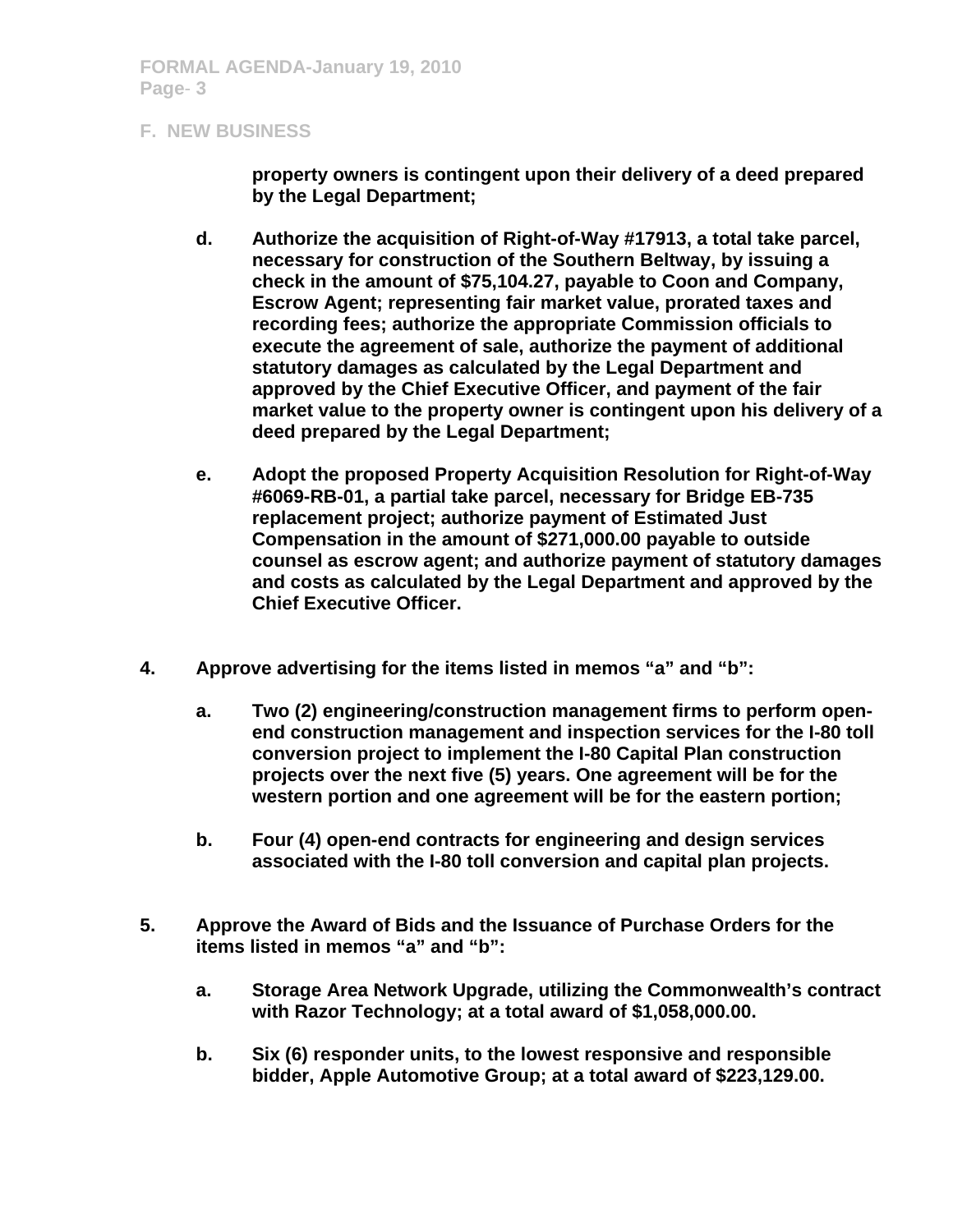## F. NEW BUSINESS

property owners is contingent upon their delivery of a deed prepared by the Legal Department;

**d.** **Authorize the acquisition of Right-of-Way #17913, a total take parcel, necessary for construction of the Southern Beltway, by issuing a check in the amount of $75,104.27, payable to Coon and Company, Escrow Agent; representing fair market value, prorated taxes and recording fees; authorize the appropriate Commission officials to execute the agreement of sale, authorize the payment of additional statutory damages as calculated by the Legal Department and approved by the Chief Executive Officer, and payment of the fair market value to the property owner is contingent upon his delivery of a deed prepared by the Legal Department;**

**e.** **Adopt the proposed Property Acquisition Resolution for Right-of-Way #6069-RB-01, a partial take parcel, necessary for Bridge EB-735 replacement project; authorize payment of Estimated Just Compensation in the amount of $271,000.00 payable to outside counsel as escrow agent; and authorize payment of statutory damages and costs as calculated by the Legal Department and approved by the Chief Executive Officer.**

**4.** **Approve advertising for the items listed in memos "a" and "b":**

**a.** **Two (2) engineering/construction management firms to perform open-end construction management and inspection services for the I-80 toll conversion project to implement the I-80 Capital Plan construction projects over the next five (5) years. One agreement will be for the western portion and one agreement will be for the eastern portion;**

**b.** **Four (4) open-end contracts for engineering and design services associated with the I-80 toll conversion and capital plan projects.**

**5.** **Approve the Award of Bids and the Issuance of Purchase Orders for the items listed in memos "a" and "b":**

**a.** **Storage Area Network Upgrade, utilizing the Commonwealth's contract with Razor Technology; at a total award of $1,058,000.00.**

**b.** **Six (6) responder units, to the lowest responsive and responsible bidder, Apple Automotive Group; at a total award of $223,129.00.**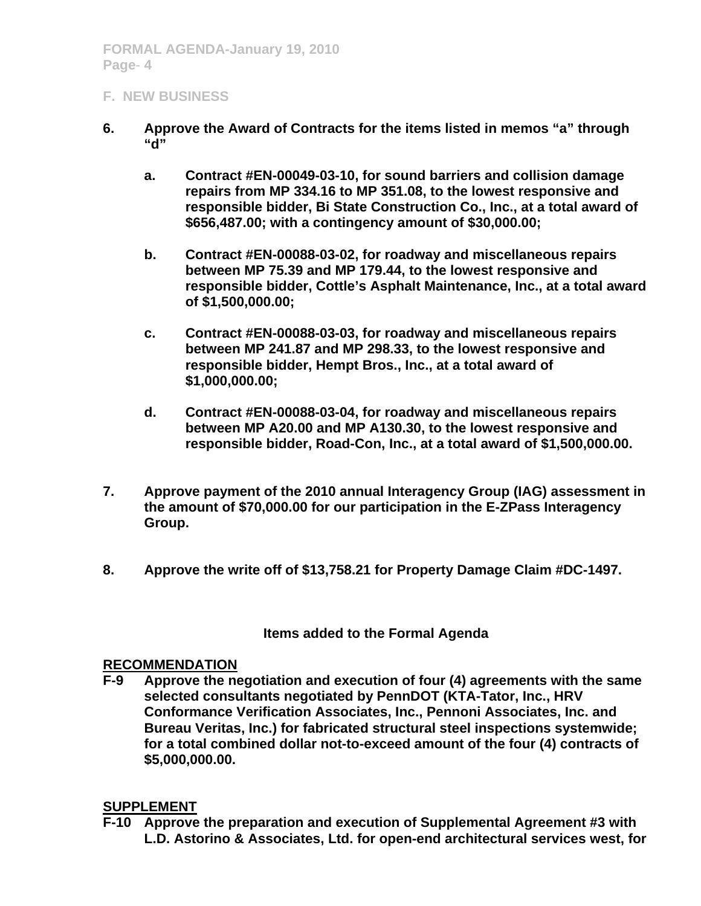## F. NEW BUSINESS

6. **Approve the Award of Contracts for the items listed in memos "a" through "d"**

   a. **Contract #EN-00049-03-10, for sound barriers and collision damage repairs from MP 334.16 to MP 351.08, to the lowest responsive and responsible bidder, Bi State Construction Co., Inc., at a total award of $656,487.00; with a contingency amount of $30,000.00;**

   b. **Contract #EN-00088-03-02, for roadway and miscellaneous repairs between MP 75.39 and MP 179.44, to the lowest responsive and responsible bidder, Cottle's Asphalt Maintenance, Inc., at a total award of $1,500,000.00;**

   c. **Contract #EN-00088-03-03, for roadway and miscellaneous repairs between MP 241.87 and MP 298.33, to the lowest responsive and responsible bidder, Hempt Bros., Inc., at a total award of $1,000,000.00;**

   d. **Contract #EN-00088-03-04, for roadway and miscellaneous repairs between MP A20.00 and MP A130.30, to the lowest responsive and responsible bidder, Road-Con, Inc., at a total award of $1,500,000.00.**

7. **Approve payment of the 2010 annual Interagency Group (IAG) assessment in the amount of $70,000.00 for our participation in the E-ZPass Interagency Group.**

8. **Approve the write off of $13,758.21 for Property Damage Claim #DC-1497.**

**Items added to the Formal Agenda**

**RECOMMENDATION**

**F-9 Approve the negotiation and execution of four (4) agreements with the same selected consultants negotiated by PennDOT (KTA-Tator, Inc., HRV Conformance Verification Associates, Inc., Pennoni Associates, Inc. and Bureau Veritas, Inc.) for fabricated structural steel inspections systemwide; for a total combined dollar not-to-exceed amount of the four (4) contracts of $5,000,000.00.**

**SUPPLEMENT**

**F-10 Approve the preparation and execution of Supplemental Agreement #3 with L.D. Astorino & Associates, Ltd. for open-end architectural services west, for**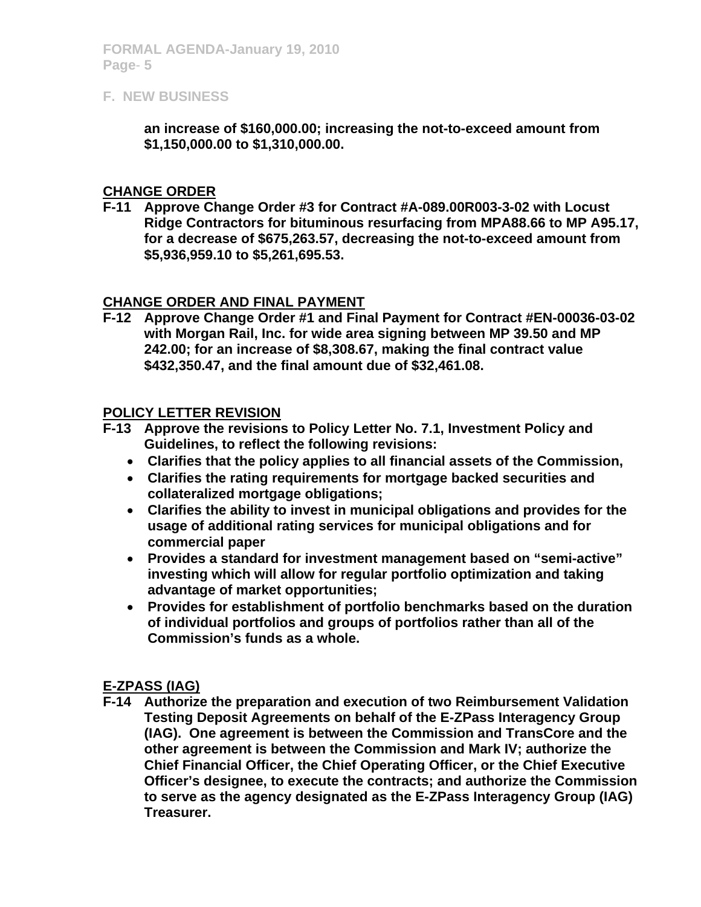## F. NEW BUSINESS

**an increase of $160,000.00; increasing the not-to-exceed amount from $1,150,000.00 to $1,310,000.00.**

### CHANGE ORDER

**F-11 Approve Change Order #3 for Contract #A-089.00R003-3-02 with Locust Ridge Contractors for bituminous resurfacing from MPA88.66 to MP A95.17, for a decrease of $675,263.57, decreasing the not-to-exceed amount from $5,936,959.10 to $5,261,695.53.**

### CHANGE ORDER AND FINAL PAYMENT

**F-12 Approve Change Order #1 and Final Payment for Contract #EN-00036-03-02 with Morgan Rail, Inc. for wide area signing between MP 39.50 and MP 242.00; for an increase of $8,308.67, making the final contract value $432,350.47, and the final amount due of $32,461.08.**

### POLICY LETTER REVISION

**F-13 Approve the revisions to Policy Letter No. 7.1, Investment Policy and Guidelines, to reflect the following revisions:**

- **Clarifies that the policy applies to all financial assets of the Commission,**
- **Clarifies the rating requirements for mortgage backed securities and collateralized mortgage obligations;**
- **Clarifies the ability to invest in municipal obligations and provides for the usage of additional rating services for municipal obligations and for commercial paper**
- **Provides a standard for investment management based on "semi-active" investing which will allow for regular portfolio optimization and taking advantage of market opportunities;**
- **Provides for establishment of portfolio benchmarks based on the duration of individual portfolios and groups of portfolios rather than all of the Commission's funds as a whole.**

### E-ZPASS (IAG)

**F-14 Authorize the preparation and execution of two Reimbursement Validation Testing Deposit Agreements on behalf of the E-ZPass Interagency Group (IAG). One agreement is between the Commission and TransCore and the other agreement is between the Commission and Mark IV; authorize the Chief Financial Officer, the Chief Operating Officer, or the Chief Executive Officer's designee, to execute the contracts; and authorize the Commission to serve as the agency designated as the E-ZPass Interagency Group (IAG) Treasurer.**